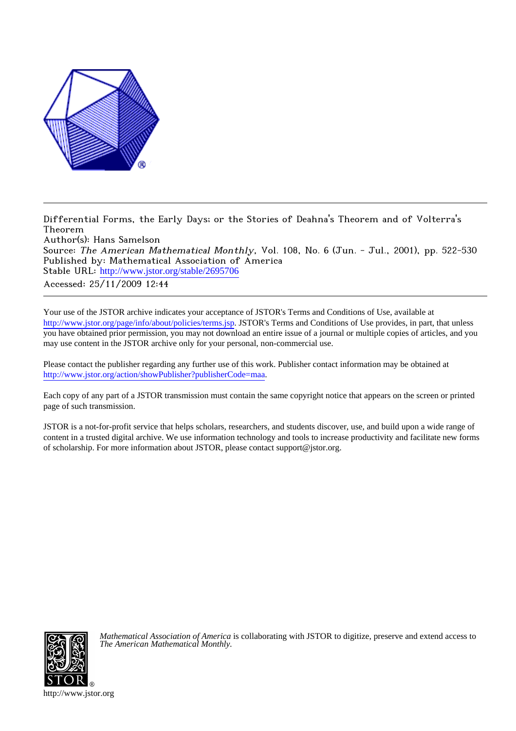Differential Forms, the Early Days; or the Stories of Deahna's Theorem and of Volterra's Theorem

Author(s): Hans Samelson

Source: *The American Mathematical Monthly*, Vol. 108, No. 6 (Jun. - Jul., 2001), pp. 522-530

Published by: Mathematical Association of America

Stable URL: http://www.jstor.org/stable/2695706

Accessed: 25/11/2009 12:44

Your use of the JSTOR archive indicates your acceptance of JSTOR's Terms and Conditions of Use, available at http://www.jstor.org/page/info/about/policies/terms.jsp. JSTOR's Terms and Conditions of Use provides, in part, that unless you have obtained prior permission, you may not download an entire issue of a journal or multiple copies of articles, and you may use content in the JSTOR archive only for your personal, non-commercial use.

Please contact the publisher regarding any further use of this work. Publisher contact information may be obtained at http://www.jstor.org/action/showPublisher?publisherCode=maa.

Each copy of any part of a JSTOR transmission must contain the same copyright notice that appears on the screen or printed page of such transmission.

JSTOR is a not-for-profit service that helps scholars, researchers, and students discover, use, and build upon a wide range of content in a trusted digital archive. We use information technology and tools to increase productivity and facilitate new forms of scholarship. For more information about JSTOR, please contact support@jstor.org.

*Mathematical Association of America* is collaborating with JSTOR to digitize, preserve and extend access to *The American Mathematical Monthly.*

http://www.jstor.org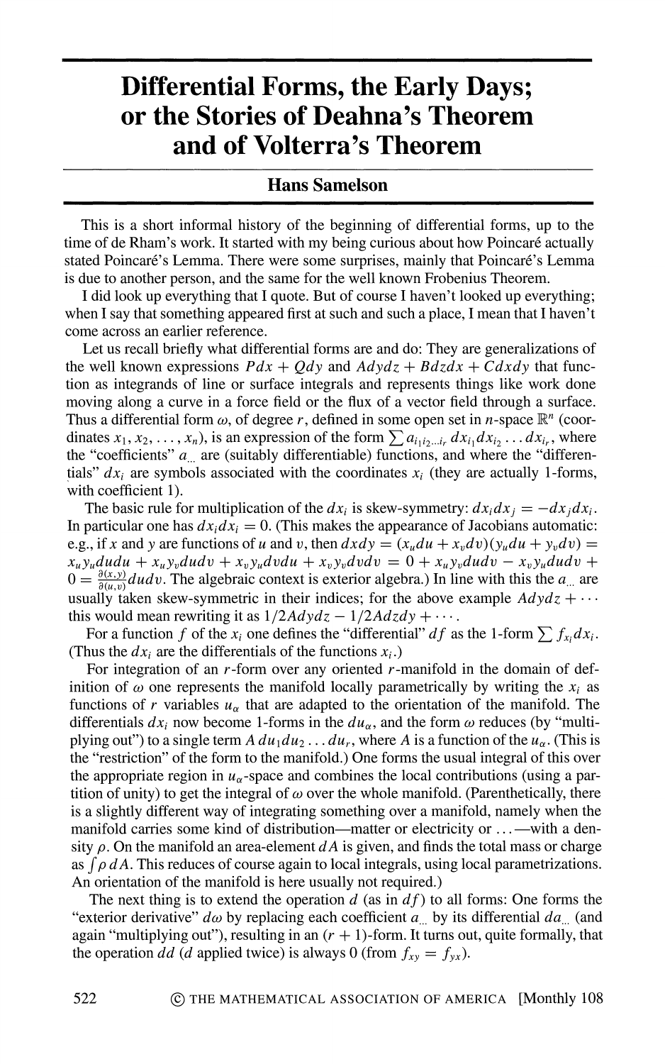# Differential Forms, the Early Days; or the Stories of Deahna's Theorem and of Volterra's Theorem

**Hans Samelson**

This is a short informal history of the beginning of differential forms, up to the time of de Rham's work. It started with my being curious about how Poincaré actually stated Poincaré's Lemma. There were some surprises, mainly that Poincaré's Lemma is due to another person, and the same for the well known Frobenius Theorem.

I did look up everything that I quote. But of course I haven't looked up everything; when I say that something appeared first at such and such a place, I mean that I haven't come across an earlier reference.

Let us recall briefly what differential forms are and do: They are generalizations of the well known expressions $Pdx + Qdy$ and $Adydz + Bdzdx + Cdxdy$ that function as integrands of line or surface integrals and represents things like work done moving along a curve in a force field or the flux of a vector field through a surface. Thus a differential form $\omega$, of degree $r$, defined in some open set in $n$-space $\mathbb{R}^n$ (coordinates $x_1, x_2, \ldots, x_n$), is an expression of the form $\sum a_{i_1 i_2 \ldots i_r} dx_{i_1} dx_{i_2} \ldots dx_{i_r}$, where the "coefficients" $a_{\ldots}$ are (suitably differentiable) functions, and where the "differentials" $dx_i$ are symbols associated with the coordinates $x_i$ (they are actually 1-forms, with coefficient 1).

The basic rule for multiplication of the $dx_i$ is skew-symmetry: $dx_i dx_j = -dx_j dx_i$. In particular one has $dx_i dx_i = 0$. (This makes the appearance of Jacobians automatic: e.g., if $x$ and $y$ are functions of $u$ and $v$, then $dxdy = (x_u du + x_v dv)(y_u du + y_v dv) = x_u y_u du du + x_u y_v du dv + x_v y_u dv du + x_v y_v dv dv = 0 + x_u y_v du dv - x_v y_u du dv + 0 = \frac{\partial(x,y)}{\partial(u,v)} du dv$. The algebraic context is exterior algebra.) In line with this the $a_{\ldots}$ are usually taken skew-symmetric in their indices; for the above example $Adydz + \cdots$ this would mean rewriting it as $1/2 Adydz - 1/2 Adzdy + \cdots$.

For a function $f$ of the $x_i$ one defines the "differential" $df$ as the 1-form $\sum f_{x_i} dx_i$. (Thus the $dx_i$ are the differentials of the functions $x_i$.)

For integration of an $r$-form over any oriented $r$-manifold in the domain of definition of $\omega$ one represents the manifold locally parametrically by writing the $x_i$ as functions of $r$ variables $u_\alpha$ that are adapted to the orientation of the manifold. The differentials $dx_i$ now become 1-forms in the $du_\alpha$, and the form $\omega$ reduces (by "multiplying out") to a single term $A\, du_1 du_2 \ldots du_r$, where $A$ is a function of the $u_\alpha$. (This is the "restriction" of the form to the manifold.) One forms the usual integral of this over the appropriate region in $u_\alpha$-space and combines the local contributions (using a partition of unity) to get the integral of $\omega$ over the whole manifold. (Parenthetically, there is a slightly different way of integrating something over a manifold, namely when the manifold carries some kind of distribution—matter or electricity or ...—with a density $\rho$. On the manifold an area-element $dA$ is given, and finds the total mass or charge as $\int \rho\, dA$. This reduces of course again to local integrals, using local parametrizations. An orientation of the manifold is here usually not required.)

The next thing is to extend the operation $d$ (as in $df$) to all forms: One forms the "exterior derivative" $d\omega$ by replacing each coefficient $a_{\ldots}$ by its differential $da_{\ldots}$ (and again "multiplying out"), resulting in an $(r+1)$-form. It turns out, quite formally, that the operation $dd$ ($d$ applied twice) is always 0 (from $f_{xy} = f_{yx}$).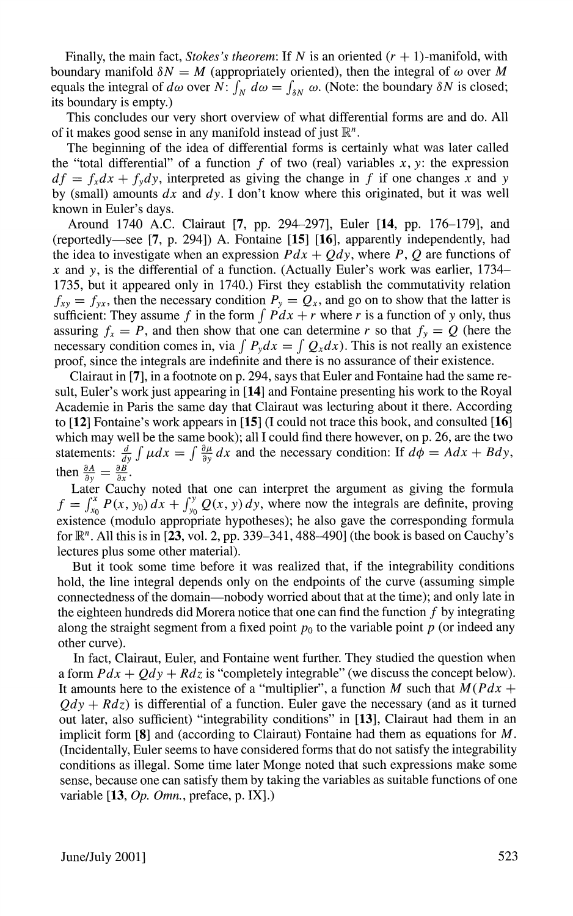Finally, the main fact, *Stokes's theorem*: If $N$ is an oriented $(r+1)$-manifold, with boundary manifold $\delta N = M$ (appropriately oriented), then the integral of $\omega$ over $M$ equals the integral of $d\omega$ over $N$: $\int_N d\omega = \int_{\delta N} \omega$. (Note: the boundary $\delta N$ is closed; its boundary is empty.)

This concludes our very short overview of what differential forms are and do. All of it makes good sense in any manifold instead of just $\mathbb{R}^n$.

The beginning of the idea of differential forms is certainly what was later called the "total differential" of a function $f$ of two (real) variables $x, y$: the expression $df = f_x dx + f_y dy$, interpreted as giving the change in $f$ if one changes $x$ and $y$ by (small) amounts $dx$ and $dy$. I don't know where this originated, but it was well known in Euler's days.

Around 1740 A.C. Clairaut [**7**, pp. 294–297], Euler [**14**, pp. 176–179], and (reportedly—see [**7**, p. 294]) A. Fontaine [**15**] [**16**], apparently independently, had the idea to investigate when an expression $P dx + Q dy$, where $P, Q$ are functions of $x$ and $y$, is the differential of a function. (Actually Euler's work was earlier, 1734–1735, but it appeared only in 1740.) First they establish the commutativity relation $f_{xy} = f_{yx}$, then the necessary condition $P_y = Q_x$, and go on to show that the latter is sufficient: They assume $f$ in the form $\int P dx + r$ where $r$ is a function of $y$ only, thus assuring $f_x = P$, and then show that one can determine $r$ so that $f_y = Q$ (here the necessary condition comes in, via $\int P_y dx = \int Q_x dx$). This is not really an existence proof, since the integrals are indefinite and there is no assurance of their existence.

Clairaut in [**7**], in a footnote on p. 294, says that Euler and Fontaine had the same result, Euler's work just appearing in [**14**] and Fontaine presenting his work to the Royal Academie in Paris the same day that Clairaut was lecturing about it there. According to [**12**] Fontaine's work appears in [**15**] (I could not trace this book, and consulted [**16**] which may well be the same book); all I could find there however, on p. 26, are the two statements: $\frac{d}{dy} \int \mu dx = \int \frac{\partial \mu}{\partial y} dx$ and the necessary condition: If $d\phi = A dx + B dy$, then $\frac{\partial A}{\partial y} = \frac{\partial B}{\partial x}$.

Later Cauchy noted that one can interpret the argument as giving the formula $f = \int_{x_0}^{x} P(x, y_0)\, dx + \int_{y_0}^{y} Q(x, y)\, dy$, where now the integrals are definite, proving existence (modulo appropriate hypotheses); he also gave the corresponding formula for $\mathbb{R}^n$. All this is in [**23**, vol. 2, pp. 339–341, 488–490] (the book is based on Cauchy's lectures plus some other material).

But it took some time before it was realized that, if the integrability conditions hold, the line integral depends only on the endpoints of the curve (assuming simple connectedness of the domain—nobody worried about that at the time); and only late in the eighteen hundreds did Morera notice that one can find the function $f$ by integrating along the straight segment from a fixed point $p_0$ to the variable point $p$ (or indeed any other curve).

In fact, Clairaut, Euler, and Fontaine went further. They studied the question when a form $P dx + Q dy + R dz$ is "completely integrable" (we discuss the concept below). It amounts here to the existence of a "multiplier", a function $M$ such that $M(P dx + Q dy + R dz)$ is differential of a function. Euler gave the necessary (and as it turned out later, also sufficient) "integrability conditions" in [**13**], Clairaut had them in an implicit form [**8**] and (according to Clairaut) Fontaine had them as equations for $M$. (Incidentally, Euler seems to have considered forms that do not satisfy the integrability conditions as illegal. Some time later Monge noted that such expressions make some sense, because one can satisfy them by taking the variables as suitable functions of one variable [**13**, *Op. Omn.*, preface, p. IX].)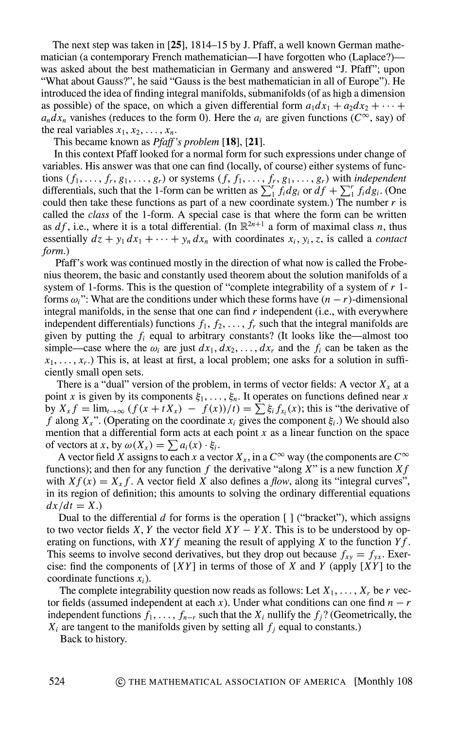The next step was taken in [25], 1814–15 by J. Pfaff, a well known German mathematician (a contemporary French mathematician—I have forgotten who (Laplace?)—was asked about the best mathematician in Germany and answered "J. Pfaff"; upon "What about Gauss?", he said "Gauss is the best mathematician in all of Europe"). He introduced the idea of finding integral manifolds, submanifolds (of as high a dimension as possible) of the space, on which a given differential form $a_1 dx_1 + a_2 dx_2 + \cdots + a_n dx_n$ vanishes (reduces to the form 0). Here the $a_i$ are given functions ($C^\infty$, say) of the real variables $x_1, x_2, \ldots, x_n$.

This became known as *Pfaff's problem* [18], [21].

In this context Pfaff looked for a normal form for such expressions under change of variables. His answer was that one can find (locally, of course) either systems of functions $(f_1, \ldots, f_r, g_1, \ldots, g_r)$ or systems $(f, f_1, \ldots, f_r, g_1, \ldots, g_r)$ with *independent* differentials, such that the 1-form can be written as $\sum_1^r f_i dg_i$ or $df + \sum_1^r f_i dg_i$. (One could then take these functions as part of a new coordinate system.) The number $r$ is called the *class* of the 1-form. A special case is that where the form can be written as $df$, i.e., where it is a total differential. (In $\mathbb{R}^{2n+1}$ a form of maximal class $n$, thus essentially $dz + y_1 dx_1 + \cdots + y_n dx_n$ with coordinates $x_i, y_i, z$, is called a *contact form*.)

Pfaff's work was continued mostly in the direction of what now is called the Frobenius theorem, the basic and constantly used theorem about the solution manifolds of a system of 1-forms. This is the question of "complete integrability of a system of $r$ 1-forms $\omega_i$": What are the conditions under which these forms have $(n-r)$-dimensional integral manifolds, in the sense that one can find $r$ independent (i.e., with everywhere independent differentials) functions $f_1, f_2, \ldots, f_r$ such that the integral manifolds are given by putting the $f_i$ equal to arbitrary constants? (It looks like the—almost too simple—case where the $\omega_i$ are just $dx_1, dx_2, \ldots, dx_r$ and the $f_i$ can be taken as the $x_1, \ldots, x_r$.) This is, at least at first, a local problem; one asks for a solution in sufficiently small open sets.

There is a "dual" version of the problem, in terms of vector fields: A vector $X_x$ at a point $x$ is given by its components $\xi_1, \ldots, \xi_n$. It operates on functions defined near $x$ by $X_x f = \lim_{t \to \infty} (f(x + tX_x) - f(x))/t) = \sum \xi_i f_{x_i}(x)$; this is "the derivative of $f$ along $X_x$". (Operating on the coordinate $x_i$ gives the component $\xi_i$.) We should also mention that a differential form acts at each point $x$ as a linear function on the space of vectors at $x$, by $\omega(X_x) = \sum a_i(x) \cdot \xi_i$.

A vector field $X$ assigns to each $x$ a vector $X_x$, in a $C^\infty$ way (the components are $C^\infty$ functions); and then for any function $f$ the derivative "along $X$" is a new function $Xf$ with $Xf(x) = X_x f$. A vector field $X$ also defines a *flow*, along its "integral curves", in its region of definition; this amounts to solving the ordinary differential equations $dx/dt = X$.)

Dual to the differential $d$ for forms is the operation [ ] ("bracket"), which assigns to two vector fields $X, Y$ the vector field $XY - YX$. This is to be understood by operating on functions, with $XYf$ meaning the result of applying $X$ to the function $Yf$. This seems to involve second derivatives, but they drop out because $f_{xy} = f_{yx}$. Exercise: find the components of $[XY]$ in terms of those of $X$ and $Y$ (apply $[XY]$ to the coordinate functions $x_i$).

The complete integrability question now reads as follows: Let $X_1, \ldots, X_r$ be $r$ vector fields (assumed independent at each $x$). Under what conditions can one find $n - r$ independent functions $f_1, \ldots, f_{n-r}$ such that the $X_i$ nullify the $f_j$? (Geometrically, the $X_i$ are tangent to the manifolds given by setting all $f_j$ equal to constants.)

Back to history.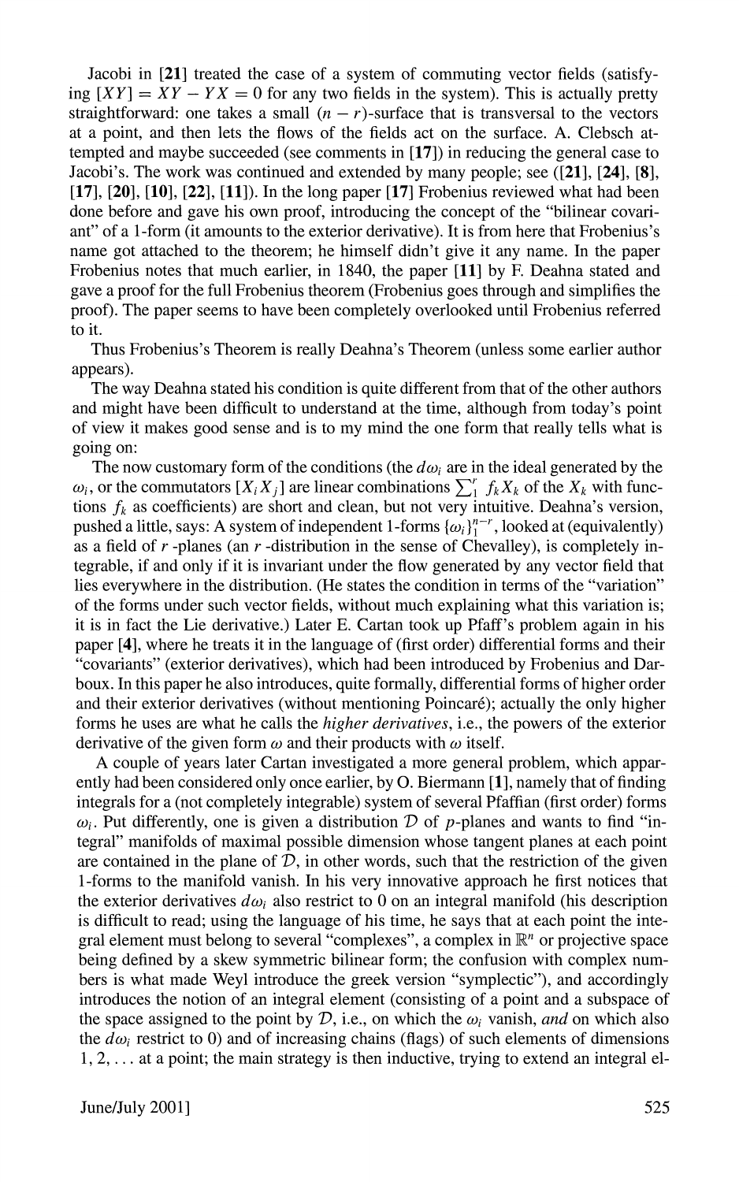Jacobi in [**21**] treated the case of a system of commuting vector fields (satisfying $[XY] = XY - YX = 0$ for any two fields in the system). This is actually pretty straightforward: one takes a small $(n - r)$-surface that is transversal to the vectors at a point, and then lets the flows of the fields act on the surface. A. Clebsch attempted and maybe succeeded (see comments in [**17**]) in reducing the general case to Jacobi's. The work was continued and extended by many people; see ([**21**], [**24**], [**8**], [**17**], [**20**], [**10**], [**22**], [**11**]). In the long paper [**17**] Frobenius reviewed what had been done before and gave his own proof, introducing the concept of the "bilinear covariant" of a 1-form (it amounts to the exterior derivative). It is from here that Frobenius's name got attached to the theorem; he himself didn't give it any name. In the paper Frobenius notes that much earlier, in 1840, the paper [**11**] by F. Deahna stated and gave a proof for the full Frobenius theorem (Frobenius goes through and simplifies the proof). The paper seems to have been completely overlooked until Frobenius referred to it.

Thus Frobenius's Theorem is really Deahna's Theorem (unless some earlier author appears).

The way Deahna stated his condition is quite different from that of the other authors and might have been difficult to understand at the time, although from today's point of view it makes good sense and is to my mind the one form that really tells what is going on:

The now customary form of the conditions (the $d\omega_i$ are in the ideal generated by the $\omega_i$, or the commutators $[X_i X_j]$ are linear combinations $\sum_1^r f_k X_k$ of the $X_k$ with functions $f_k$ as coefficients) are short and clean, but not very intuitive. Deahna's version, pushed a little, says: A system of independent 1-forms $\{\omega_i\}_1^{n-r}$, looked at (equivalently) as a field of $r$-planes (an $r$-distribution in the sense of Chevalley), is completely integrable, if and only if it is invariant under the flow generated by any vector field that lies everywhere in the distribution. (He states the condition in terms of the "variation" of the forms under such vector fields, without much explaining what this variation is; it is in fact the Lie derivative.) Later E. Cartan took up Pfaff's problem again in his paper [**4**], where he treats it in the language of (first order) differential forms and their "covariants" (exterior derivatives), which had been introduced by Frobenius and Darboux. In this paper he also introduces, quite formally, differential forms of higher order and their exterior derivatives (without mentioning Poincaré); actually the only higher forms he uses are what he calls the *higher derivatives*, i.e., the powers of the exterior derivative of the given form $\omega$ and their products with $\omega$ itself.

A couple of years later Cartan investigated a more general problem, which apparently had been considered only once earlier, by O. Biermann [**1**], namely that of finding integrals for a (not completely integrable) system of several Pfaffian (first order) forms $\omega_i$. Put differently, one is given a distribution $\mathcal{D}$ of $p$-planes and wants to find "integral" manifolds of maximal possible dimension whose tangent planes at each point are contained in the plane of $\mathcal{D}$, in other words, such that the restriction of the given 1-forms to the manifold vanish. In his very innovative approach he first notices that the exterior derivatives $d\omega_i$ also restrict to 0 on an integral manifold (his description is difficult to read; using the language of his time, he says that at each point the integral element must belong to several "complexes", a complex in $\mathbb{R}^n$ or projective space being defined by a skew symmetric bilinear form; the confusion with complex numbers is what made Weyl introduce the greek version "symplectic"), and accordingly introduces the notion of an integral element (consisting of a point and a subspace of the space assigned to the point by $\mathcal{D}$, i.e., on which the $\omega_i$ vanish, *and* on which also the $d\omega_i$ restrict to 0) and of increasing chains (flags) of such elements of dimensions $1, 2, \ldots$ at a point; the main strategy is then inductive, trying to extend an integral el-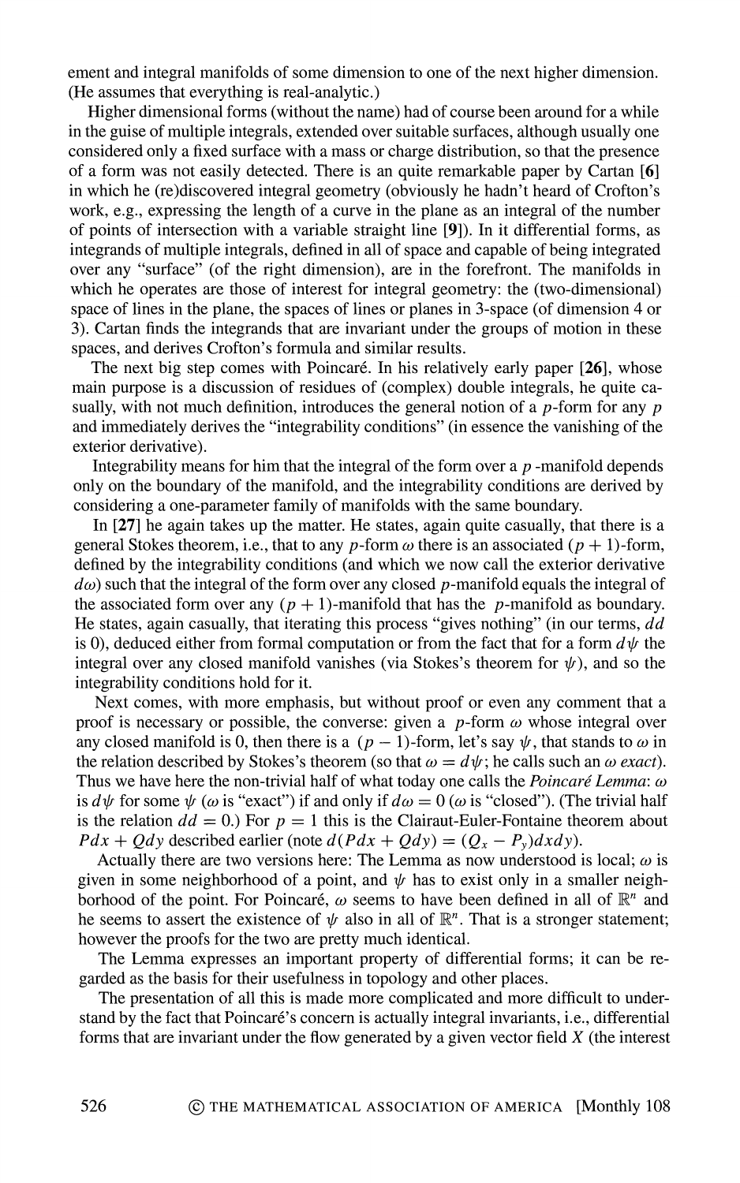ement and integral manifolds of some dimension to one of the next higher dimension. (He assumes that everything is real-analytic.)

Higher dimensional forms (without the name) had of course been around for a while in the guise of multiple integrals, extended over suitable surfaces, although usually one considered only a fixed surface with a mass or charge distribution, so that the presence of a form was not easily detected. There is an quite remarkable paper by Cartan [**6**] in which he (re)discovered integral geometry (obviously he hadn't heard of Crofton's work, e.g., expressing the length of a curve in the plane as an integral of the number of points of intersection with a variable straight line [**9**]). In it differential forms, as integrands of multiple integrals, defined in all of space and capable of being integrated over any "surface" (of the right dimension), are in the forefront. The manifolds in which he operates are those of interest for integral geometry: the (two-dimensional) space of lines in the plane, the spaces of lines or planes in 3-space (of dimension 4 or 3). Cartan finds the integrands that are invariant under the groups of motion in these spaces, and derives Crofton's formula and similar results.

The next big step comes with Poincaré. In his relatively early paper [**26**], whose main purpose is a discussion of residues of (complex) double integrals, he quite casually, with not much definition, introduces the general notion of a $p$-form for any $p$ and immediately derives the "integrability conditions" (in essence the vanishing of the exterior derivative).

Integrability means for him that the integral of the form over a $p$ -manifold depends only on the boundary of the manifold, and the integrability conditions are derived by considering a one-parameter family of manifolds with the same boundary.

In [**27**] he again takes up the matter. He states, again quite casually, that there is a general Stokes theorem, i.e., that to any $p$-form $\omega$ there is an associated $(p+1)$-form, defined by the integrability conditions (and which we now call the exterior derivative $d\omega$) such that the integral of the form over any closed $p$-manifold equals the integral of the associated form over any $(p+1)$-manifold that has the $p$-manifold as boundary. He states, again casually, that iterating this process "gives nothing" (in our terms, $dd$ is 0), deduced either from formal computation or from the fact that for a form $d\psi$ the integral over any closed manifold vanishes (via Stokes's theorem for $\psi$), and so the integrability conditions hold for it.

Next comes, with more emphasis, but without proof or even any comment that a proof is necessary or possible, the converse: given a $p$-form $\omega$ whose integral over any closed manifold is 0, then there is a $(p-1)$-form, let's say $\psi$, that stands to $\omega$ in the relation described by Stokes's theorem (so that $\omega = d\psi$; he calls such an $\omega$ *exact*). Thus we have here the non-trivial half of what today one calls the *Poincaré Lemma*: $\omega$ is $d\psi$ for some $\psi$ ($\omega$ is "exact") if and only if $d\omega = 0$ ($\omega$ is "closed"). (The trivial half is the relation $dd = 0$.) For $p = 1$ this is the Clairaut-Euler-Fontaine theorem about $Pdx + Qdy$ described earlier (note $d(Pdx + Qdy) = (Q_x - P_y)dxdy$).

Actually there are two versions here: The Lemma as now understood is local; $\omega$ is given in some neighborhood of a point, and $\psi$ has to exist only in a smaller neighborhood of the point. For Poincaré, $\omega$ seems to have been defined in all of $\mathbb{R}^n$ and he seems to assert the existence of $\psi$ also in all of $\mathbb{R}^n$. That is a stronger statement; however the proofs for the two are pretty much identical.

The Lemma expresses an important property of differential forms; it can be regarded as the basis for their usefulness in topology and other places.

The presentation of all this is made more complicated and more difficult to understand by the fact that Poincaré's concern is actually integral invariants, i.e., differential forms that are invariant under the flow generated by a given vector field $X$ (the interest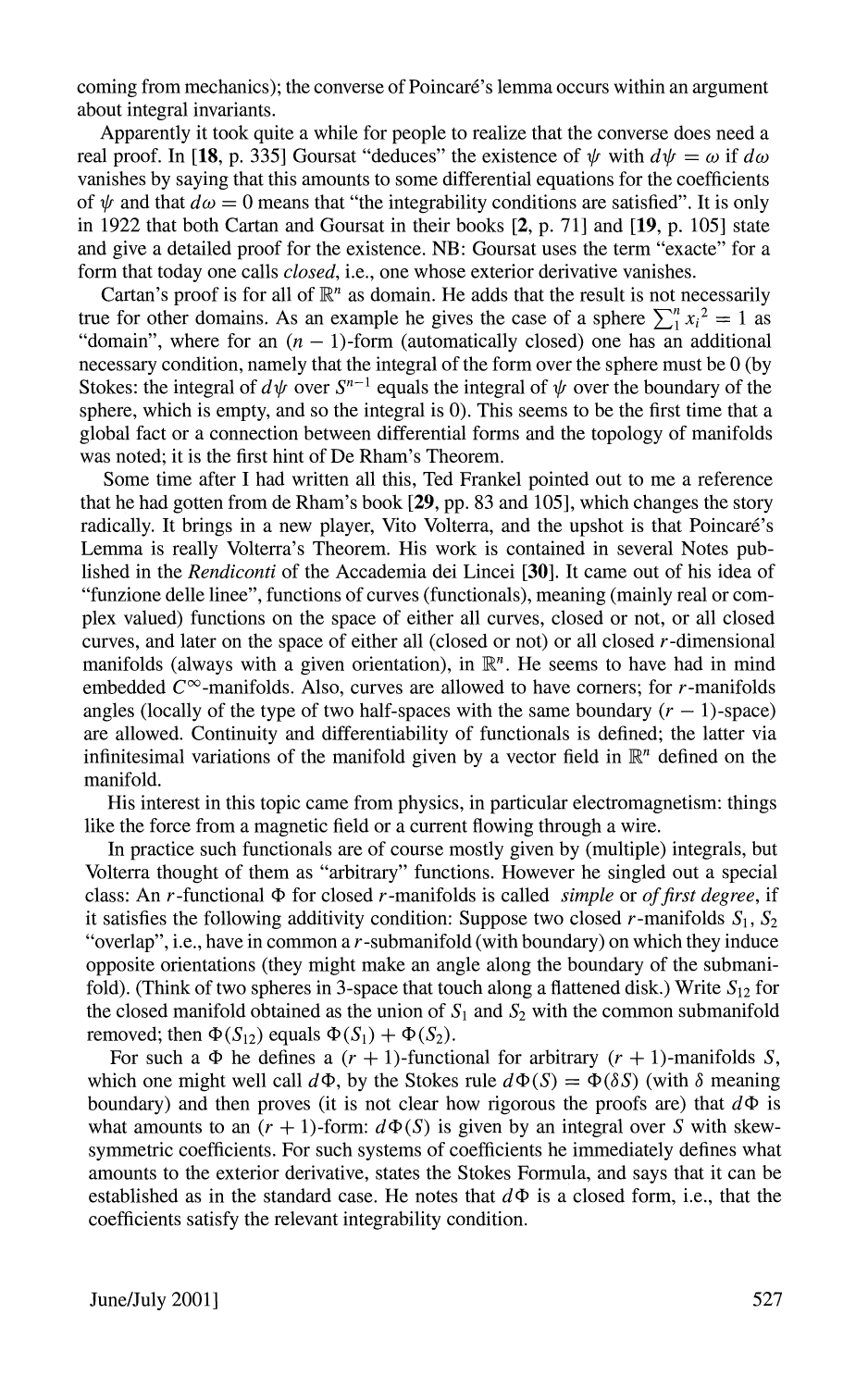coming from mechanics); the converse of Poincaré's lemma occurs within an argument about integral invariants.

Apparently it took quite a while for people to realize that the converse does need a real proof. In [**18**, p. 335] Goursat "deduces" the existence of $\psi$ with $d\psi = \omega$ if $d\omega$ vanishes by saying that this amounts to some differential equations for the coefficients of $\psi$ and that $d\omega = 0$ means that "the integrability conditions are satisfied". It is only in 1922 that both Cartan and Goursat in their books [**2**, p. 71] and [**19**, p. 105] state and give a detailed proof for the existence. NB: Goursat uses the term "exacte" for a form that today one calls *closed*, i.e., one whose exterior derivative vanishes.

Cartan's proof is for all of $\mathbb{R}^n$ as domain. He adds that the result is not necessarily true for other domains. As an example he gives the case of a sphere $\sum_1^n x_i{}^2 = 1$ as "domain", where for an $(n-1)$-form (automatically closed) one has an additional necessary condition, namely that the integral of the form over the sphere must be 0 (by Stokes: the integral of $d\psi$ over $S^{n-1}$ equals the integral of $\psi$ over the boundary of the sphere, which is empty, and so the integral is 0). This seems to be the first time that a global fact or a connection between differential forms and the topology of manifolds was noted; it is the first hint of De Rham's Theorem.

Some time after I had written all this, Ted Frankel pointed out to me a reference that he had gotten from de Rham's book [**29**, pp. 83 and 105], which changes the story radically. It brings in a new player, Vito Volterra, and the upshot is that Poincaré's Lemma is really Volterra's Theorem. His work is contained in several Notes published in the *Rendiconti* of the Accademia dei Lincei [**30**]. It came out of his idea of "funzione delle linee", functions of curves (functionals), meaning (mainly real or complex valued) functions on the space of either all curves, closed or not, or all closed curves, and later on the space of either all (closed or not) or all closed $r$-dimensional manifolds (always with a given orientation), in $\mathbb{R}^n$. He seems to have had in mind embedded $C^\infty$-manifolds. Also, curves are allowed to have corners; for $r$-manifolds angles (locally of the type of two half-spaces with the same boundary $(r-1)$-space) are allowed. Continuity and differentiability of functionals is defined; the latter via infinitesimal variations of the manifold given by a vector field in $\mathbb{R}^n$ defined on the manifold.

His interest in this topic came from physics, in particular electromagnetism: things like the force from a magnetic field or a current flowing through a wire.

In practice such functionals are of course mostly given by (multiple) integrals, but Volterra thought of them as "arbitrary" functions. However he singled out a special class: An $r$-functional $\Phi$ for closed $r$-manifolds is called *simple* or *of first degree*, if it satisfies the following additivity condition: Suppose two closed $r$-manifolds $S_1$, $S_2$ "overlap", i.e., have in common a $r$-submanifold (with boundary) on which they induce opposite orientations (they might make an angle along the boundary of the submanifold). (Think of two spheres in 3-space that touch along a flattened disk.) Write $S_{12}$ for the closed manifold obtained as the union of $S_1$ and $S_2$ with the common submanifold removed; then $\Phi(S_{12})$ equals $\Phi(S_1) + \Phi(S_2)$.

For such a $\Phi$ he defines a $(r+1)$-functional for arbitrary $(r+1)$-manifolds $S$, which one might well call $d\Phi$, by the Stokes rule $d\Phi(S) = \Phi(\delta S)$ (with $\delta$ meaning boundary) and then proves (it is not clear how rigorous the proofs are) that $d\Phi$ is what amounts to an $(r+1)$-form: $d\Phi(S)$ is given by an integral over $S$ with skew-symmetric coefficients. For such systems of coefficients he immediately defines what amounts to the exterior derivative, states the Stokes Formula, and says that it can be established as in the standard case. He notes that $d\Phi$ is a closed form, i.e., that the coefficients satisfy the relevant integrability condition.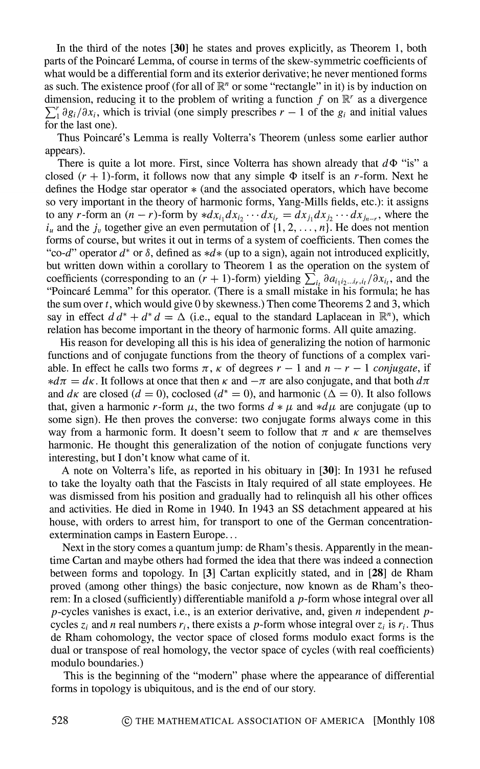In the third of the notes [**30**] he states and proves explicitly, as Theorem 1, both parts of the Poincaré Lemma, of course in terms of the skew-symmetric coefficients of what would be a differential form and its exterior derivative; he never mentioned forms as such. The existence proof (for all of $\mathbb{R}^n$ or some "rectangle" in it) is by induction on dimension, reducing it to the problem of writing a function $f$ on $\mathbb{R}^r$ as a divergence $\sum_1^r \partial g_i / \partial x_i$, which is trivial (one simply prescribes $r - 1$ of the $g_i$ and initial values for the last one).

Thus Poincaré's Lemma is really Volterra's Theorem (unless some earlier author appears).

There is quite a lot more. First, since Volterra has shown already that $d\Phi$ "is" a closed $(r + 1)$-form, it follows now that any simple $\Phi$ itself is an $r$-form. Next he defines the Hodge star operator $*$ (and the associated operators, which have become so very important in the theory of harmonic forms, Yang-Mills fields, etc.): it assigns to any $r$-form an $(n - r)$-form by $*dx_{i_1}dx_{i_2}\cdots dx_{i_r} = dx_{j_1}dx_{j_2}\cdots dx_{j_{n-r}}$, where the $i_u$ and the $j_v$ together give an even permutation of $\{1, 2, \ldots, n\}$. He does not mention forms of course, but writes it out in terms of a system of coefficients. Then comes the "co-$d$" operator $d^*$ or $\delta$, defined as $*d*$ (up to a sign), again not introduced explicitly, but written down within a corollary to Theorem 1 as the operation on the system of coefficients (corresponding to an $(r + 1)$-form) yielding $\sum_{i_t} \partial a_{i_1 i_2 \ldots i_r, i_t} / \partial x_{i_t}$, and the "Poincaré Lemma" for this operator. (There is a small mistake in his formula; he has the sum over $t$, which would give 0 by skewness.) Then come Theorems 2 and 3, which say in effect $d\,d^* + d^*\,d = \Delta$ (i.e., equal to the standard Laplacean in $\mathbb{R}^n$), which relation has become important in the theory of harmonic forms. All quite amazing.

His reason for developing all this is his idea of generalizing the notion of harmonic functions and of conjugate functions from the theory of functions of a complex variable. In effect he calls two forms $\pi$, $\kappa$ of degrees $r - 1$ and $n - r - 1$ *conjugate*, if $*d\pi = d\kappa$. It follows at once that then $\kappa$ and $-\pi$ are also conjugate, and that both $d\pi$ and $d\kappa$ are closed ($d = 0$), coclosed ($d^* = 0$), and harmonic ($\Delta = 0$). It also follows that, given a harmonic $r$-form $\mu$, the two forms $d * \mu$ and $*d\mu$ are conjugate (up to some sign). He then proves the converse: two conjugate forms always come in this way from a harmonic form. It doesn't seem to follow that $\pi$ and $\kappa$ are themselves harmonic. He thought this generalization of the notion of conjugate functions very interesting, but I don't know what came of it.

A note on Volterra's life, as reported in his obituary in [**30**]: In 1931 he refused to take the loyalty oath that the Fascists in Italy required of all state employees. He was dismissed from his position and gradually had to relinquish all his other offices and activities. He died in Rome in 1940. In 1943 an SS detachment appeared at his house, with orders to arrest him, for transport to one of the German concentration-extermination camps in Eastern Europe...

Next in the story comes a quantum jump: de Rham's thesis. Apparently in the meantime Cartan and maybe others had formed the idea that there was indeed a connection between forms and topology. In [**3**] Cartan explicitly stated, and in [**28**] de Rham proved (among other things) the basic conjecture, now known as de Rham's theorem: In a closed (sufficiently) differentiable manifold a $p$-form whose integral over all $p$-cycles vanishes is exact, i.e., is an exterior derivative, and, given $n$ independent $p$-cycles $z_i$ and $n$ real numbers $r_i$, there exists a $p$-form whose integral over $z_i$ is $r_i$. Thus de Rham cohomology, the vector space of closed forms modulo exact forms is the dual or transpose of real homology, the vector space of cycles (with real coefficients) modulo boundaries.)

This is the beginning of the "modern" phase where the appearance of differential forms in topology is ubiquitous, and is the end of our story.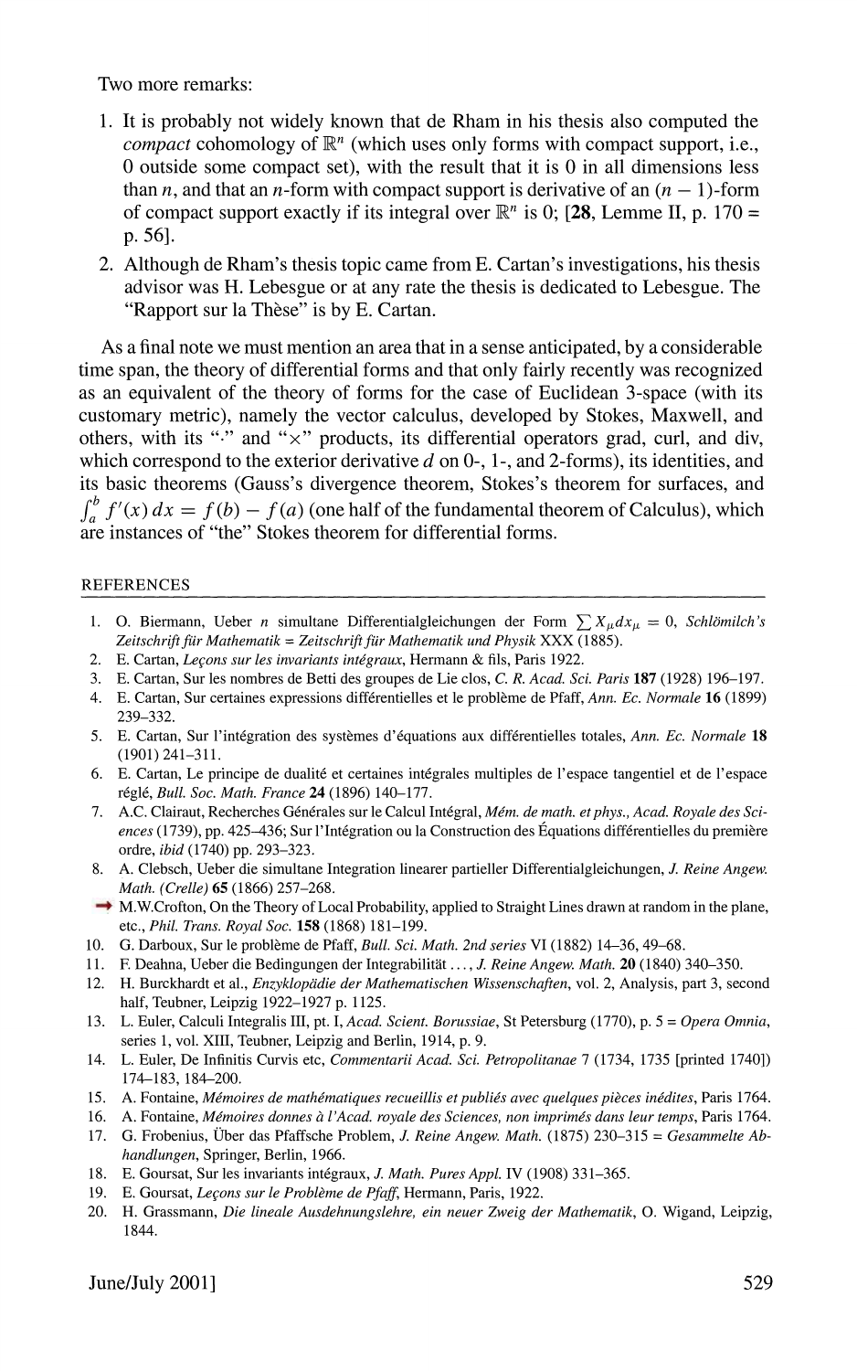Two more remarks:

1. It is probably not widely known that de Rham in his thesis also computed the *compact* cohomology of $\mathbb{R}^n$ (which uses only forms with compact support, i.e., 0 outside some compact set), with the result that it is 0 in all dimensions less than $n$, and that an $n$-form with compact support is derivative of an $(n-1)$-form of compact support exactly if its integral over $\mathbb{R}^n$ is 0; [**28**, Lemme II, p. 170 = p. 56].
2. Although de Rham's thesis topic came from E. Cartan's investigations, his thesis advisor was H. Lebesgue or at any rate the thesis is dedicated to Lebesgue. The "Rapport sur la Thèse" is by E. Cartan.

As a final note we must mention an area that in a sense anticipated, by a considerable time span, the theory of differential forms and that only fairly recently was recognized as an equivalent of the theory of forms for the case of Euclidean 3-space (with its customary metric), namely the vector calculus, developed by Stokes, Maxwell, and others, with its "·" and "×" products, its differential operators grad, curl, and div, which correspond to the exterior derivative $d$ on 0-, 1-, and 2-forms), its identities, and its basic theorems (Gauss's divergence theorem, Stokes's theorem for surfaces, and $\int_a^b f'(x)\,dx = f(b) - f(a)$ (one half of the fundamental theorem of Calculus), which are instances of "the" Stokes theorem for differential forms.

## REFERENCES

1. O. Biermann, Ueber $n$ simultane Differentialgleichungen der Form $\sum X_\mu dx_\mu = 0$, *Schlömilch's Zeitschrift für Mathematik = Zeitschrift für Mathematik und Physik* XXX (1885).
2. E. Cartan, *Leçons sur les invariants intégraux*, Hermann & fils, Paris 1922.
3. E. Cartan, Sur les nombres de Betti des groupes de Lie clos, *C. R. Acad. Sci. Paris* **187** (1928) 196–197.
4. E. Cartan, Sur certaines expressions différentielles et le problème de Pfaff, *Ann. Ec. Normale* **16** (1899) 239–332.
5. E. Cartan, Sur l'intégration des systèmes d'équations aux différentielles totales, *Ann. Ec. Normale* **18** (1901) 241–311.
6. E. Cartan, Le principe de dualité et certaines intégrales multiples de l'espace tangentiel et de l'espace réglé, *Bull. Soc. Math. France* **24** (1896) 140–177.
7. A.C. Clairaut, Recherches Générales sur le Calcul Intégral, *Mém. de math. et phys., Acad. Royale des Sciences* (1739), pp. 425–436; Sur l'Intégration ou la Construction des Équations différentielles du première ordre, *ibid* (1740) pp. 293–323.
8. A. Clebsch, Ueber die simultane Integration linearer partieller Differentialgleichungen, *J. Reine Angew. Math. (Crelle)* **65** (1866) 257–268.
9. M.W.Crofton, On the Theory of Local Probability, applied to Straight Lines drawn at random in the plane, etc., *Phil. Trans. Royal Soc.* **158** (1868) 181–199.
10. G. Darboux, Sur le problème de Pfaff, *Bull. Sci. Math. 2nd series* VI (1882) 14–36, 49–68.
11. F. Deahna, Ueber die Bedingungen der Integrabilität ..., *J. Reine Angew. Math.* **20** (1840) 340–350.
12. H. Burckhardt et al., *Enzyklopädie der Mathematischen Wissenschaften*, vol. 2, Analysis, part 3, second half, Teubner, Leipzig 1922–1927 p. 1125.
13. L. Euler, Calculi Integralis III, pt. I, *Acad. Scient. Borussiae*, St Petersburg (1770), p. 5 = *Opera Omnia*, series 1, vol. XIII, Teubner, Leipzig and Berlin, 1914, p. 9.
14. L. Euler, De Infinitis Curvis etc, *Commentarii Acad. Sci. Petropolitanae* 7 (1734, 1735 [printed 1740]) 174–183, 184–200.
15. A. Fontaine, *Mémoires de mathématiques recueillis et publiés avec quelques pièces inédites*, Paris 1764.
16. A. Fontaine, *Mémoires donnes à l'Acad. royale des Sciences, non imprimés dans leur temps*, Paris 1764.
17. G. Frobenius, Über das Pfaffsche Problem, *J. Reine Angew. Math.* (1875) 230–315 = *Gesammelte Abhandlungen*, Springer, Berlin, 1966.
18. E. Goursat, Sur les invariants intégraux, *J. Math. Pures Appl.* IV (1908) 331–365.
19. E. Goursat, *Leçons sur le Problème de Pfaff*, Hermann, Paris, 1922.
20. H. Grassmann, *Die lineale Ausdehnungslehre, ein neuer Zweig der Mathematik*, O. Wigand, Leipzig, 1844.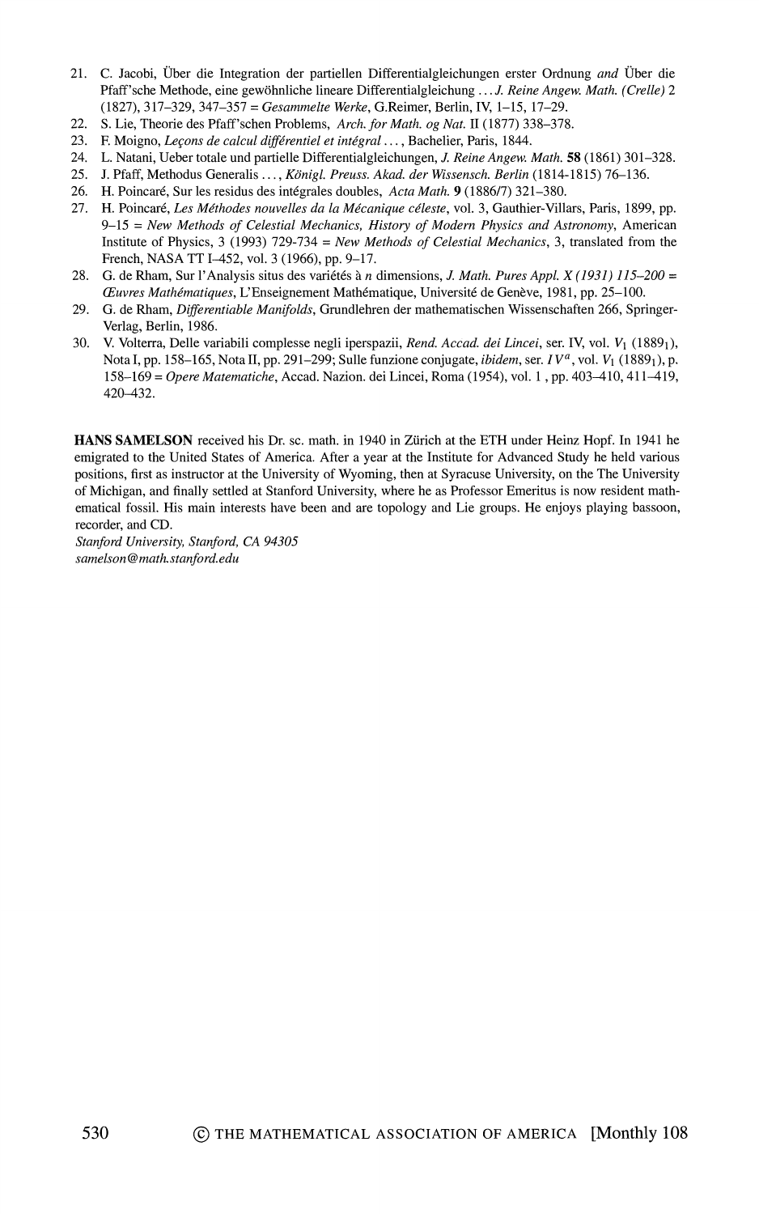21. C. Jacobi, Über die Integration der partiellen Differentialgleichungen erster Ordnung *and* Über die Pfaff'sche Methode, eine gewöhnliche lineare Differentialgleichung ... *J. Reine Angew. Math. (Crelle)* 2 (1827), 317–329, 347–357 = *Gesammelte Werke*, G.Reimer, Berlin, IV, 1–15, 17–29.
22. S. Lie, Theorie des Pfaff'schen Problems, *Arch. for Math. og Nat.* II (1877) 338–378.
23. F. Moigno, *Leçons de calcul différentiel et intégral* ..., Bachelier, Paris, 1844.
24. L. Natani, Ueber totale und partielle Differentialgleichungen, *J. Reine Angew. Math.* **58** (1861) 301–328.
25. J. Pfaff, Methodus Generalis ..., *Königl. Preuss. Akad. der Wissensch. Berlin* (1814-1815) 76–136.
26. H. Poincaré, Sur les residus des intégrales doubles, *Acta Math.* **9** (1886/7) 321–380.
27. H. Poincaré, *Les Méthodes nouvelles da la Mécanique céleste*, vol. 3, Gauthier-Villars, Paris, 1899, pp. 9–15 = *New Methods of Celestial Mechanics, History of Modern Physics and Astronomy*, American Institute of Physics, 3 (1993) 729-734 = *New Methods of Celestial Mechanics*, 3, translated from the French, NASA TT I–452, vol. 3 (1966), pp. 9–17.
28. G. de Rham, Sur l'Analysis situs des variétés à $n$ dimensions, *J. Math. Pures Appl. X (1931) 115–200* = *Œuvres Mathématiques*, L'Enseignement Mathématique, Université de Genève, 1981, pp. 25–100.
29. G. de Rham, *Differentiable Manifolds*, Grundlehren der mathematischen Wissenschaften 266, Springer-Verlag, Berlin, 1986.
30. V. Volterra, Delle variabili complesse negli iperspazii, *Rend. Accad. dei Lincei*, ser. IV, vol. $V_1$ ($1889_1$), Nota I, pp. 158–165, Nota II, pp. 291–299; Sulle funzione conjugate, *ibidem*, ser. $IV^a$, vol. $V_1$ ($1889_1$), p. 158–169 = *Opere Matematiche*, Accad. Nazion. dei Lincei, Roma (1954), vol. 1 , pp. 403–410, 411–419, 420–432.

**HANS SAMELSON** received his Dr. sc. math. in 1940 in Zürich at the ETH under Heinz Hopf. In 1941 he emigrated to the United States of America. After a year at the Institute for Advanced Study he held various positions, first as instructor at the University of Wyoming, then at Syracuse University, on the The University of Michigan, and finally settled at Stanford University, where he as Professor Emeritus is now resident mathematical fossil. His main interests have been and are topology and Lie groups. He enjoys playing bassoon, recorder, and CD.
*Stanford University, Stanford, CA 94305*
*samelson@math.stanford.edu*